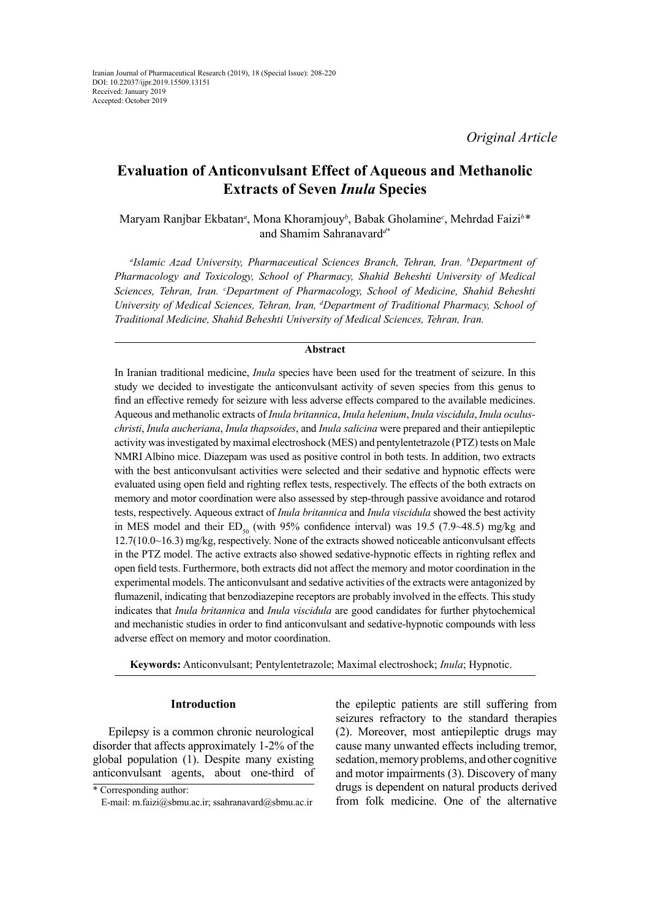*Original Article*

# Evaluation of Anticonvulsant Effect of Aqueous and Methanolic Extracts of Seven *Inula* Species

Maryam Ranjbar Ekbatan[a], Mona Khoramjouy[b], Babak Gholamine[c], Mehrdad Faizi[b]* and Shamim Sahranavard[d]*

*[a]Islamic Azad University, Pharmaceutical Sciences Branch, Tehran, Iran. [b]Department of Pharmacology and Toxicology, School of Pharmacy, Shahid Beheshti University of Medical Sciences, Tehran, Iran. [c]Department of Pharmacology, School of Medicine, Shahid Beheshti University of Medical Sciences, Tehran, Iran, [d]Department of Traditional Pharmacy, School of Traditional Medicine, Shahid Beheshti University of Medical Sciences, Tehran, Iran.*

## Abstract

In Iranian traditional medicine, *Inula* species have been used for the treatment of seizure. In this study we decided to investigate the anticonvulsant activity of seven species from this genus to find an effective remedy for seizure with less adverse effects compared to the available medicines. Aqueous and methanolic extracts of *Inula britannica*, *Inula helenium*, *Inula viscidula*, *Inula oculus-christi*, *Inula aucheriana*, *Inula thapsoides*, and *Inula salicina* were prepared and their antiepileptic activity was investigated by maximal electroshock (MES) and pentylentetrazole (PTZ) tests on Male NMRI Albino mice. Diazepam was used as positive control in both tests. In addition, two extracts with the best anticonvulsant activities were selected and their sedative and hypnotic effects were evaluated using open field and righting reflex tests, respectively. The effects of the both extracts on memory and motor coordination were also assessed by step-through passive avoidance and rotarod tests, respectively. Aqueous extract of *Inula britannica* and *Inula viscidula* showed the best activity in MES model and their $ED_{50}$ (with 95% confidence interval) was 19.5 (7.9~48.5) mg/kg and 12.7(10.0~16.3) mg/kg, respectively. None of the extracts showed noticeable anticonvulsant effects in the PTZ model. The active extracts also showed sedative-hypnotic effects in righting reflex and open field tests. Furthermore, both extracts did not affect the memory and motor coordination in the experimental models. The anticonvulsant and sedative activities of the extracts were antagonized by flumazenil, indicating that benzodiazepine receptors are probably involved in the effects. This study indicates that *Inula britannica* and *Inula viscidula* are good candidates for further phytochemical and mechanistic studies in order to find anticonvulsant and sedative-hypnotic compounds with less adverse effect on memory and motor coordination.

**Keywords:** Anticonvulsant; Pentylentetrazole; Maximal electroshock; *Inula*; Hypnotic.

## Introduction

Epilepsy is a common chronic neurological disorder that affects approximately 1-2% of the global population (1). Despite many existing anticonvulsant agents, about one-third of the epileptic patients are still suffering from seizures refractory to the standard therapies (2). Moreover, most antiepileptic drugs may cause many unwanted effects including tremor, sedation, memory problems, and other cognitive and motor impairments (3). Discovery of many drugs is dependent on natural products derived from folk medicine. One of the alternative

\* Corresponding author:
E-mail: m.faizi@sbmu.ac.ir; ssahranavard@sbmu.ac.ir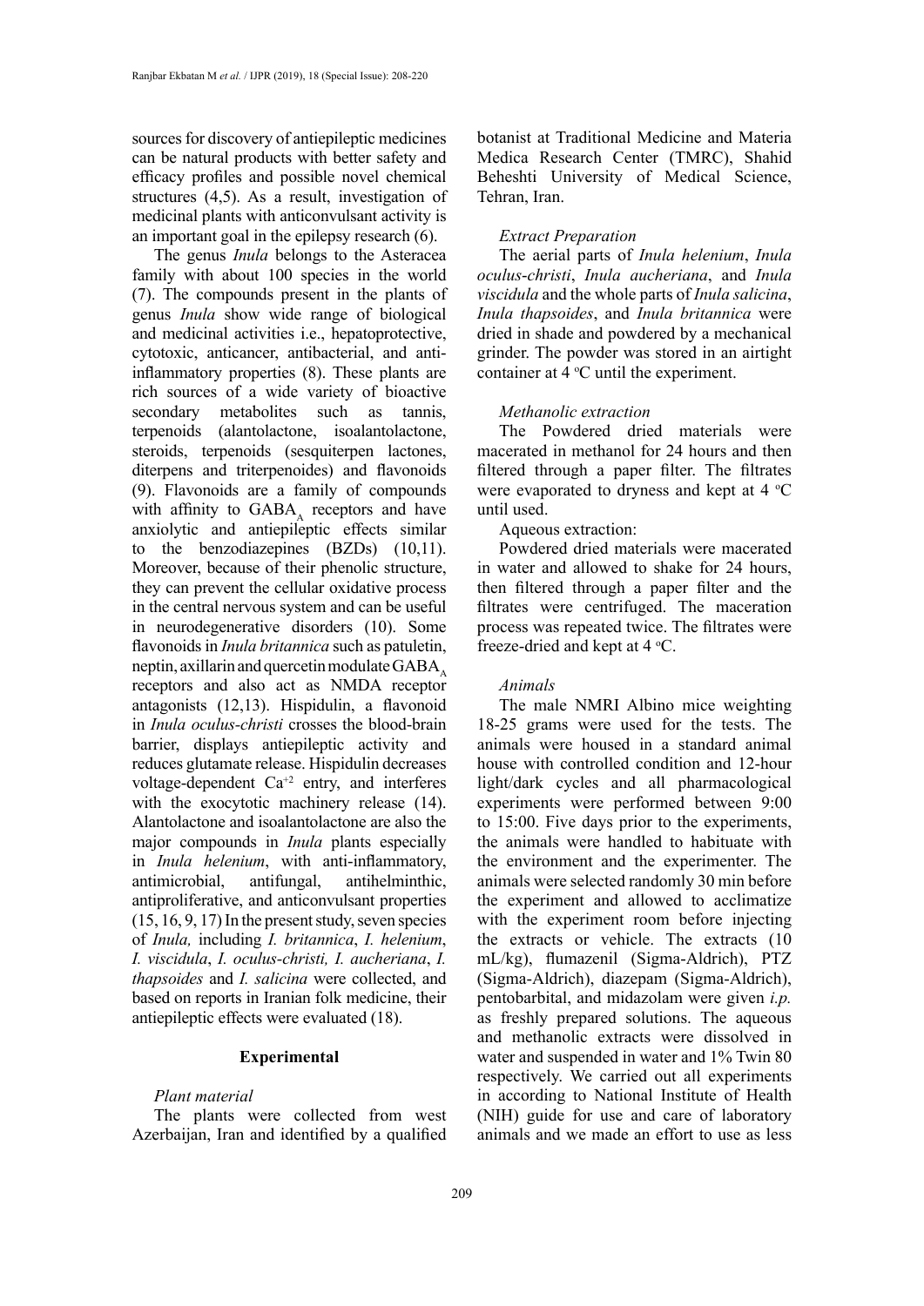sources for discovery of antiepileptic medicines can be natural products with better safety and efficacy profiles and possible novel chemical structures (4,5). As a result, investigation of medicinal plants with anticonvulsant activity is an important goal in the epilepsy research (6).

The genus *Inula* belongs to the Asteracea family with about 100 species in the world (7). The compounds present in the plants of genus *Inula* show wide range of biological and medicinal activities i.e., hepatoprotective, cytotoxic, anticancer, antibacterial, and anti-inflammatory properties (8). These plants are rich sources of a wide variety of bioactive secondary metabolites such as tannis, terpenoids (alantolactone, isoalantolactone, steroids, terpenoids (sesquiterpen lactones, diterpens and triterpenoides) and flavonoids (9). Flavonoids are a family of compounds with affinity to $GABA_A$ receptors and have anxiolytic and antiepileptic effects similar to the benzodiazepines (BZDs) (10,11). Moreover, because of their phenolic structure, they can prevent the cellular oxidative process in the central nervous system and can be useful in neurodegenerative disorders (10). Some flavonoids in *Inula britannica* such as patuletin, neptin, axillarin and quercetin modulate $GABA_A$ receptors and also act as NMDA receptor antagonists (12,13). Hispidulin, a flavonoid in *Inula oculus-christi* crosses the blood-brain barrier, displays antiepileptic activity and reduces glutamate release. Hispidulin decreases voltage-dependent $Ca^{+2}$ entry, and interferes with the exocytotic machinery release (14). Alantolactone and isoalantolactone are also the major compounds in *Inula* plants especially in *Inula helenium*, with anti-inflammatory, antimicrobial, antifungal, antihelminthic, antiproliferative, and anticonvulsant properties (15, 16, 9, 17) In the present study, seven species of *Inula,* including *I. britannica*, *I. helenium*, *I. viscidula*, *I. oculus-christi, I. aucheriana*, *I. thapsoides* and *I. salicina* were collected, and based on reports in Iranian folk medicine, their antiepileptic effects were evaluated (18).

## Experimental

### *Plant material*

The plants were collected from west Azerbaijan, Iran and identified by a qualified botanist at Traditional Medicine and Materia Medica Research Center (TMRC), Shahid Beheshti University of Medical Science, Tehran, Iran.

### *Extract Preparation*

The aerial parts of *Inula helenium*, *Inula oculus-christi*, *Inula aucheriana*, and *Inula viscidula* and the whole parts of *Inula salicina*, *Inula thapsoides*, and *Inula britannica* were dried in shade and powdered by a mechanical grinder. The powder was stored in an airtight container at 4 °C until the experiment.

### *Methanolic extraction*

The Powdered dried materials were macerated in methanol for 24 hours and then filtered through a paper filter. The filtrates were evaporated to dryness and kept at 4 °C until used.

Aqueous extraction:

Powdered dried materials were macerated in water and allowed to shake for 24 hours, then filtered through a paper filter and the filtrates were centrifuged. The maceration process was repeated twice. The filtrates were freeze-dried and kept at 4 °C.

### *Animals*

The male NMRI Albino mice weighting 18-25 grams were used for the tests. The animals were housed in a standard animal house with controlled condition and 12-hour light/dark cycles and all pharmacological experiments were performed between 9:00 to 15:00. Five days prior to the experiments, the animals were handled to habituate with the environment and the experimenter. The animals were selected randomly 30 min before the experiment and allowed to acclimatize with the experiment room before injecting the extracts or vehicle. The extracts (10 mL/kg), flumazenil (Sigma-Aldrich), PTZ (Sigma-Aldrich), diazepam (Sigma-Aldrich), pentobarbital, and midazolam were given *i.p.* as freshly prepared solutions. The aqueous and methanolic extracts were dissolved in water and suspended in water and 1% Twin 80 respectively. We carried out all experiments in according to National Institute of Health (NIH) guide for use and care of laboratory animals and we made an effort to use as less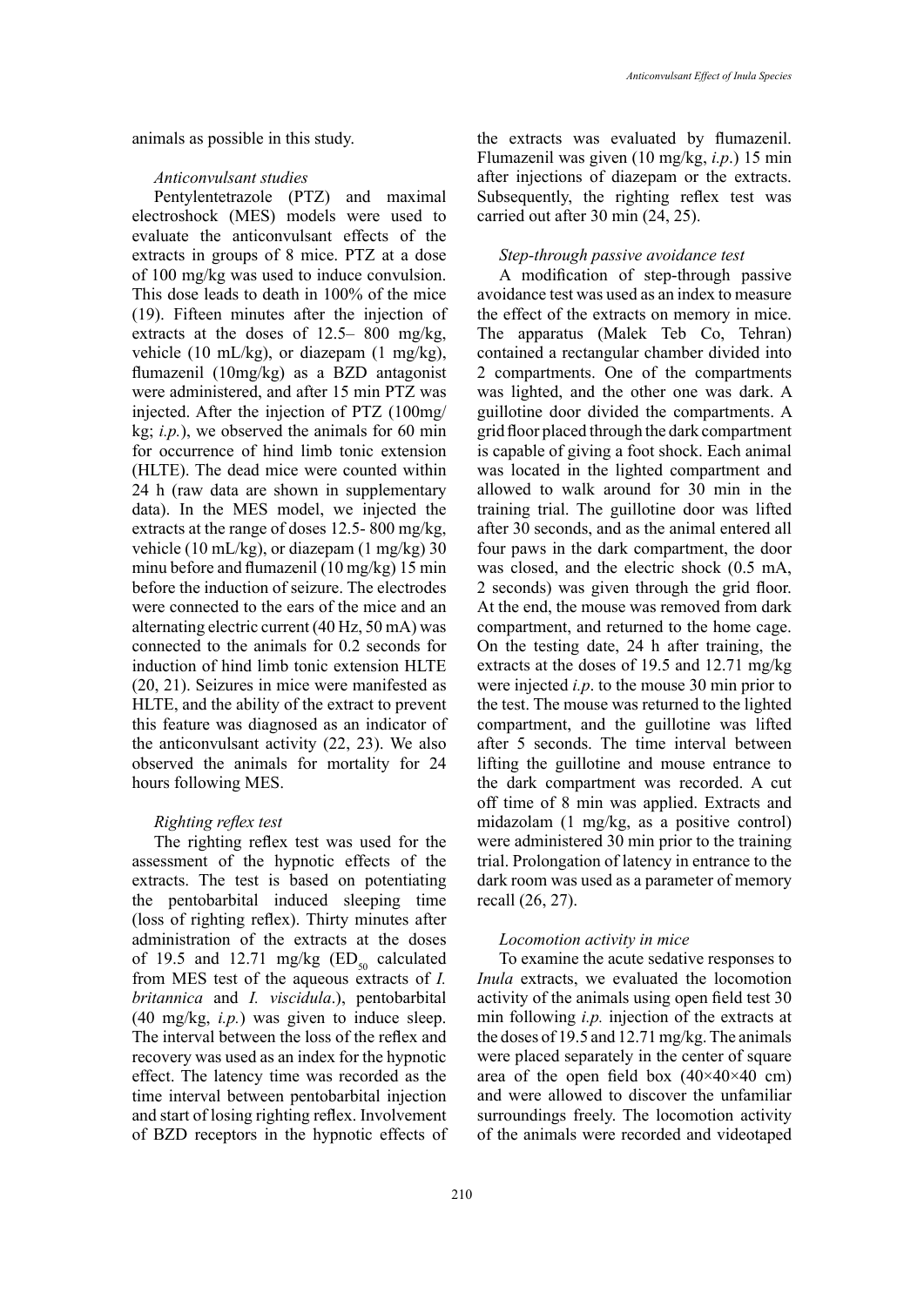animals as possible in this study.

### *Anticonvulsant studies*

Pentylentetrazole (PTZ) and maximal electroshock (MES) models were used to evaluate the anticonvulsant effects of the extracts in groups of 8 mice. PTZ at a dose of 100 mg/kg was used to induce convulsion. This dose leads to death in 100% of the mice (19). Fifteen minutes after the injection of extracts at the doses of 12.5– 800 mg/kg, vehicle (10 mL/kg), or diazepam (1 mg/kg), flumazenil (10mg/kg) as a BZD antagonist were administered, and after 15 min PTZ was injected. After the injection of PTZ (100mg/kg; *i.p.*), we observed the animals for 60 min for occurrence of hind limb tonic extension (HLTE). The dead mice were counted within 24 h (raw data are shown in supplementary data). In the MES model, we injected the extracts at the range of doses 12.5- 800 mg/kg, vehicle (10 mL/kg), or diazepam (1 mg/kg) 30 minu before and flumazenil (10 mg/kg) 15 min before the induction of seizure. The electrodes were connected to the ears of the mice and an alternating electric current (40 Hz, 50 mA) was connected to the animals for 0.2 seconds for induction of hind limb tonic extension HLTE (20, 21). Seizures in mice were manifested as HLTE, and the ability of the extract to prevent this feature was diagnosed as an indicator of the anticonvulsant activity (22, 23). We also observed the animals for mortality for 24 hours following MES.

### *Righting reflex test*

The righting reflex test was used for the assessment of the hypnotic effects of the extracts. The test is based on potentiating the pentobarbital induced sleeping time (loss of righting reflex). Thirty minutes after administration of the extracts at the doses of 19.5 and 12.71 mg/kg ($ED_{50}$ calculated from MES test of the aqueous extracts of *I. britannica* and *I. viscidula*.), pentobarbital (40 mg/kg, *i.p.*) was given to induce sleep. The interval between the loss of the reflex and recovery was used as an index for the hypnotic effect. The latency time was recorded as the time interval between pentobarbital injection and start of losing righting reflex. Involvement of BZD receptors in the hypnotic effects of the extracts was evaluated by flumazenil. Flumazenil was given (10 mg/kg, *i.p*.) 15 min after injections of diazepam or the extracts. Subsequently, the righting reflex test was carried out after 30 min (24, 25).

### *Step-through passive avoidance test*

A modification of step-through passive avoidance test was used as an index to measure the effect of the extracts on memory in mice. The apparatus (Malek Teb Co, Tehran) contained a rectangular chamber divided into 2 compartments. One of the compartments was lighted, and the other one was dark. A guillotine door divided the compartments. A grid floor placed through the dark compartment is capable of giving a foot shock. Each animal was located in the lighted compartment and allowed to walk around for 30 min in the training trial. The guillotine door was lifted after 30 seconds, and as the animal entered all four paws in the dark compartment, the door was closed, and the electric shock (0.5 mA, 2 seconds) was given through the grid floor. At the end, the mouse was removed from dark compartment, and returned to the home cage. On the testing date, 24 h after training, the extracts at the doses of 19.5 and 12.71 mg/kg were injected *i.p*. to the mouse 30 min prior to the test. The mouse was returned to the lighted compartment, and the guillotine was lifted after 5 seconds. The time interval between lifting the guillotine and mouse entrance to the dark compartment was recorded. A cut off time of 8 min was applied. Extracts and midazolam (1 mg/kg, as a positive control) were administered 30 min prior to the training trial. Prolongation of latency in entrance to the dark room was used as a parameter of memory recall (26, 27).

### *Locomotion activity in mice*

To examine the acute sedative responses to *Inula* extracts, we evaluated the locomotion activity of the animals using open field test 30 min following *i.p.* injection of the extracts at the doses of 19.5 and 12.71 mg/kg. The animals were placed separately in the center of square area of the open field box (40×40×40 cm) and were allowed to discover the unfamiliar surroundings freely. The locomotion activity of the animals were recorded and videotaped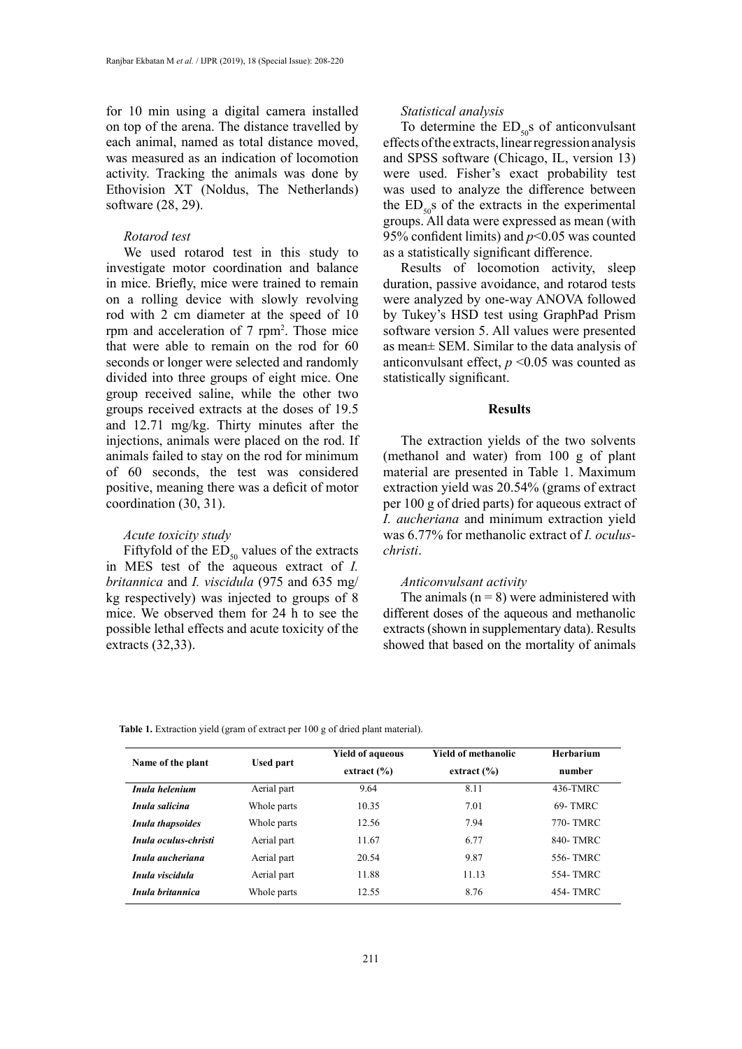for 10 min using a digital camera installed on top of the arena. The distance travelled by each animal, named as total distance moved, was measured as an indication of locomotion activity. Tracking the animals was done by Ethovision XT (Noldus, The Netherlands) software (28, 29).

*Rotarod test*

We used rotarod test in this study to investigate motor coordination and balance in mice. Briefly, mice were trained to remain on a rolling device with slowly revolving rod with 2 cm diameter at the speed of 10 rpm and acceleration of 7 $rpm^2$. Those mice that were able to remain on the rod for 60 seconds or longer were selected and randomly divided into three groups of eight mice. One group received saline, while the other two groups received extracts at the doses of 19.5 and 12.71 mg/kg. Thirty minutes after the injections, animals were placed on the rod. If animals failed to stay on the rod for minimum of 60 seconds, the test was considered positive, meaning there was a deficit of motor coordination (30, 31).

*Acute toxicity study*

Fiftyfold of the $ED_{50}$ values of the extracts in MES test of the aqueous extract of *I. britannica* and *I. viscidula* (975 and 635 mg/kg respectively) was injected to groups of 8 mice. We observed them for 24 h to see the possible lethal effects and acute toxicity of the extracts (32,33).

*Statistical analysis*

To determine the $ED_{50}$s of anticonvulsant effects of the extracts, linear regression analysis and SPSS software (Chicago, IL, version 13) were used. Fisher's exact probability test was used to analyze the difference between the $ED_{50}$s of the extracts in the experimental groups. All data were expressed as mean (with 95% confident limits) and $p<0.05$ was counted as a statistically significant difference.

Results of locomotion activity, sleep duration, passive avoidance, and rotarod tests were analyzed by one-way ANOVA followed by Tukey's HSD test using GraphPad Prism software version 5. All values were presented as mean± SEM. Similar to the data analysis of anticonvulsant effect, $p<0.05$ was counted as statistically significant.

## Results

The extraction yields of the two solvents (methanol and water) from 100 g of plant material are presented in Table 1. Maximum extraction yield was 20.54% (grams of extract per 100 g of dried parts) for aqueous extract of *I. aucheriana* and minimum extraction yield was 6.77% for methanolic extract of *I. oculus-christi*.

*Anticonvulsant activity*

The animals (n = 8) were administered with different doses of the aqueous and methanolic extracts (shown in supplementary data). Results showed that based on the mortality of animals

**Table 1.** Extraction yield (gram of extract per 100 g of dried plant material).

| Name of the plant | Used part | Yield of aqueous extract (%) | Yield of methanolic extract (%) | Herbarium number |
|---|---|---|---|---|
| ***Inula helenium*** | Aerial part | 9.64 | 8.11 | 436-TMRC |
| ***Inula salicina*** | Whole parts | 10.35 | 7.01 | 69- TMRC |
| ***Inula thapsoides*** | Whole parts | 12.56 | 7.94 | 770- TMRC |
| ***Inula oculus-christi*** | Aerial part | 11.67 | 6.77 | 840- TMRC |
| ***Inula aucheriana*** | Aerial part | 20.54 | 9.87 | 556- TMRC |
| ***Inula viscidula*** | Aerial part | 11.88 | 11.13 | 554- TMRC |
| ***Inula britannica*** | Whole parts | 12.55 | 8.76 | 454- TMRC |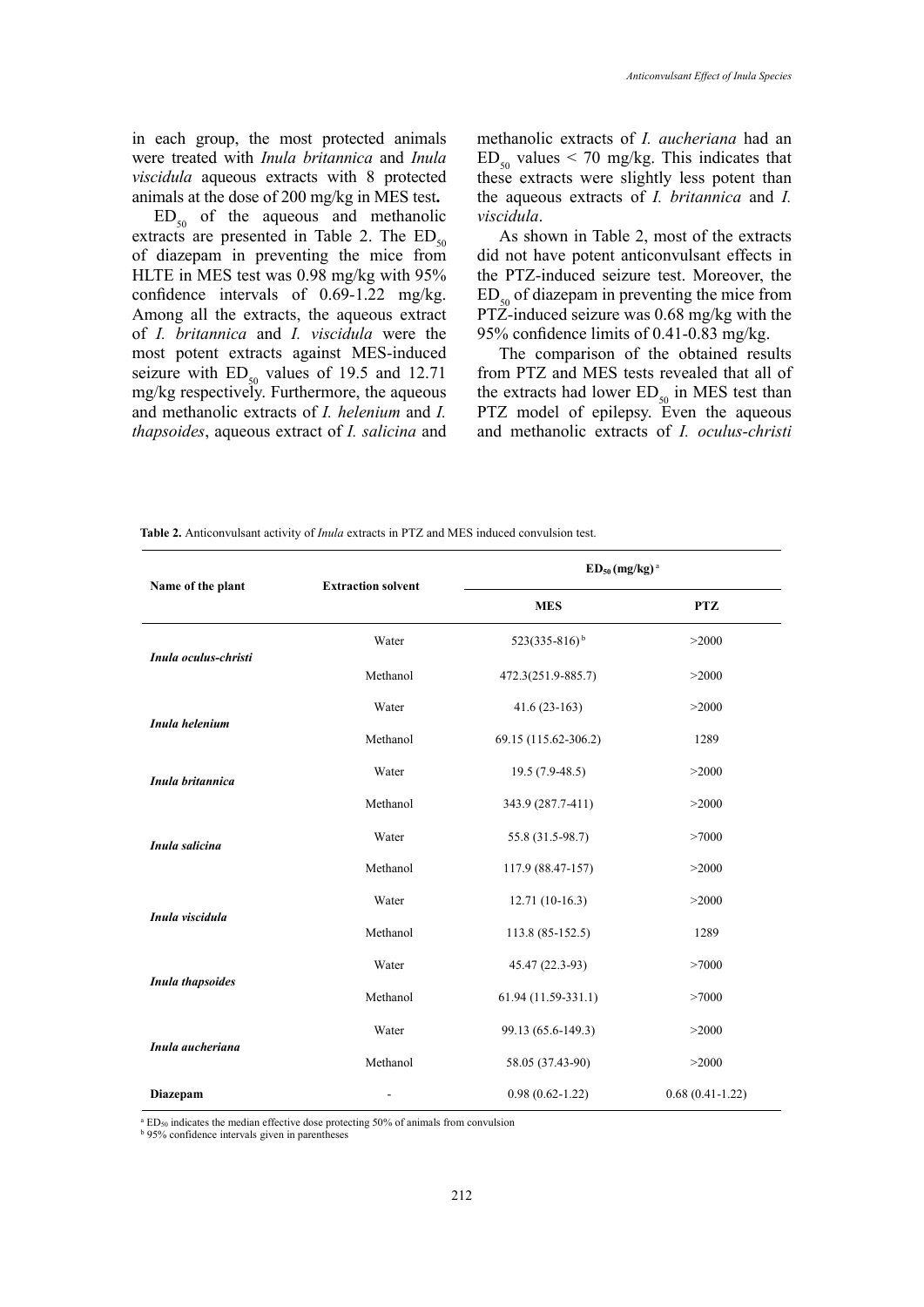in each group, the most protected animals were treated with *Inula britannica* and *Inula viscidula* aqueous extracts with 8 protected animals at the dose of 200 mg/kg in MES test**.**

$ED_{50}$ of the aqueous and methanolic extracts are presented in Table 2. The $ED_{50}$ of diazepam in preventing the mice from HLTE in MES test was 0.98 mg/kg with 95% confidence intervals of 0.69-1.22 mg/kg. Among all the extracts, the aqueous extract of *I. britannica* and *I. viscidula* were the most potent extracts against MES-induced seizure with $ED_{50}$ values of 19.5 and 12.71 mg/kg respectively. Furthermore, the aqueous and methanolic extracts of *I. helenium* and *I. thapsoides*, aqueous extract of *I. salicina* and methanolic extracts of *I. aucheriana* had an $ED_{50}$ values < 70 mg/kg. This indicates that these extracts were slightly less potent than the aqueous extracts of *I. britannica* and *I. viscidula*.

As shown in Table 2, most of the extracts did not have potent anticonvulsant effects in the PTZ-induced seizure test. Moreover, the $ED_{50}$ of diazepam in preventing the mice from PTZ-induced seizure was 0.68 mg/kg with the 95% confidence limits of 0.41-0.83 mg/kg.

The comparison of the obtained results from PTZ and MES tests revealed that all of the extracts had lower $ED_{50}$ in MES test than PTZ model of epilepsy. Even the aqueous and methanolic extracts of *I. oculus-christi*

**Table 2.** Anticonvulsant activity of *Inula* extracts in PTZ and MES induced convulsion test.

| Name of the plant | Extraction solvent | $ED_{50}$ (mg/kg) [a] | |
|---|---|---|---|
| | | **MES** | **PTZ** |
| ***Inula oculus-christi*** | Water | 523(335-816) [b] | >2000 |
| | Methanol | 472.3(251.9-885.7) | >2000 |
| ***Inula helenium*** | Water | 41.6 (23-163) | >2000 |
| | Methanol | 69.15 (115.62-306.2) | 1289 |
| ***Inula britannica*** | Water | 19.5 (7.9-48.5) | >2000 |
| | Methanol | 343.9 (287.7-411) | >2000 |
| ***Inula salicina*** | Water | 55.8 (31.5-98.7) | >7000 |
| | Methanol | 117.9 (88.47-157) | >2000 |
| ***Inula viscidula*** | Water | 12.71 (10-16.3) | >2000 |
| | Methanol | 113.8 (85-152.5) | 1289 |
| ***Inula thapsoides*** | Water | 45.47 (22.3-93) | >7000 |
| | Methanol | 61.94 (11.59-331.1) | >7000 |
| ***Inula aucheriana*** | Water | 99.13 (65.6-149.3) | >2000 |
| | Methanol | 58.05 (37.43-90) | >2000 |
| **Diazepam** | - | 0.98 (0.62-1.22) | 0.68 (0.41-1.22) |

[a] $ED_{50}$ indicates the median effective dose protecting 50% of animals from convulsion
[b] 95% confidence intervals given in parentheses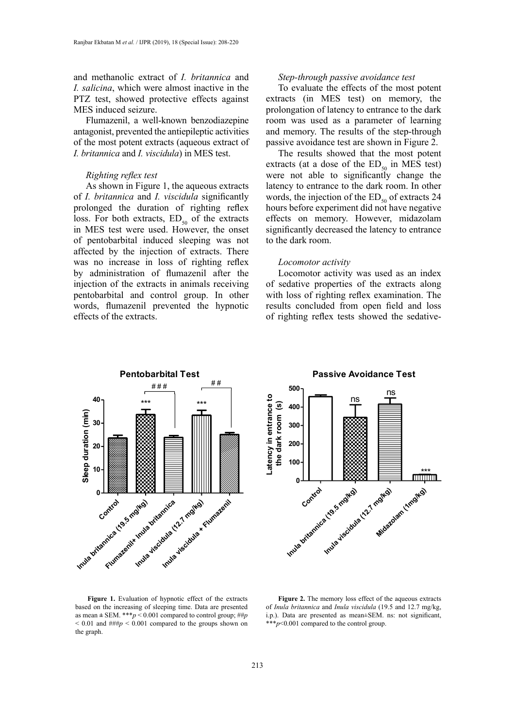and methanolic extract of *I. britannica* and *I. salicina*, which were almost inactive in the PTZ test, showed protective effects against MES induced seizure.

Flumazenil, a well-known benzodiazepine antagonist, prevented the antiepileptic activities of the most potent extracts (aqueous extract of *I. britannica* and *I. viscidula*) in MES test.

*Righting reflex test*

As shown in Figure 1, the aqueous extracts of *I. britannica* and *I. viscidula* significantly prolonged the duration of righting reflex loss. For both extracts, $ED_{50}$ of the extracts in MES test were used. However, the onset of pentobarbital induced sleeping was not affected by the injection of extracts. There was no increase in loss of righting reflex by administration of flumazenil after the injection of the extracts in animals receiving pentobarbital and control group. In other words, flumazenil prevented the hypnotic effects of the extracts.

*Step-through passive avoidance test*

To evaluate the effects of the most potent extracts (in MES test) on memory, the prolongation of latency to entrance to the dark room was used as a parameter of learning and memory. The results of the step-through passive avoidance test are shown in Figure 2.

The results showed that the most potent extracts (at a dose of the $ED_{50}$ in MES test) were not able to significantly change the latency to entrance to the dark room. In other words, the injection of the $ED_{50}$ of extracts 24 hours before experiment did not have negative effects on memory. However, midazolam significantly decreased the latency to entrance to the dark room.

*Locomotor activity*

Locomotor activity was used as an index of sedative properties of the extracts along with loss of righting reflex examination. The results concluded from open field and loss of righting reflex tests showed the sedative-

**Figure 1.** Evaluation of hypnotic effect of the extracts based on the increasing of sleeping time. Data are presented as mean ± SEM. ***$p < 0.001$ compared to control group; ##$p < 0.01$ and ###$p < 0.001$ compared to the groups shown on the graph.

**Figure 2.** The memory loss effect of the aqueous extracts of *Inula britannica* and *Inula viscidula* (19.5 and 12.7 mg/kg, i.p.). Data are presented as mean±SEM. ns: not significant, ***$p<0.001$ compared to the control group.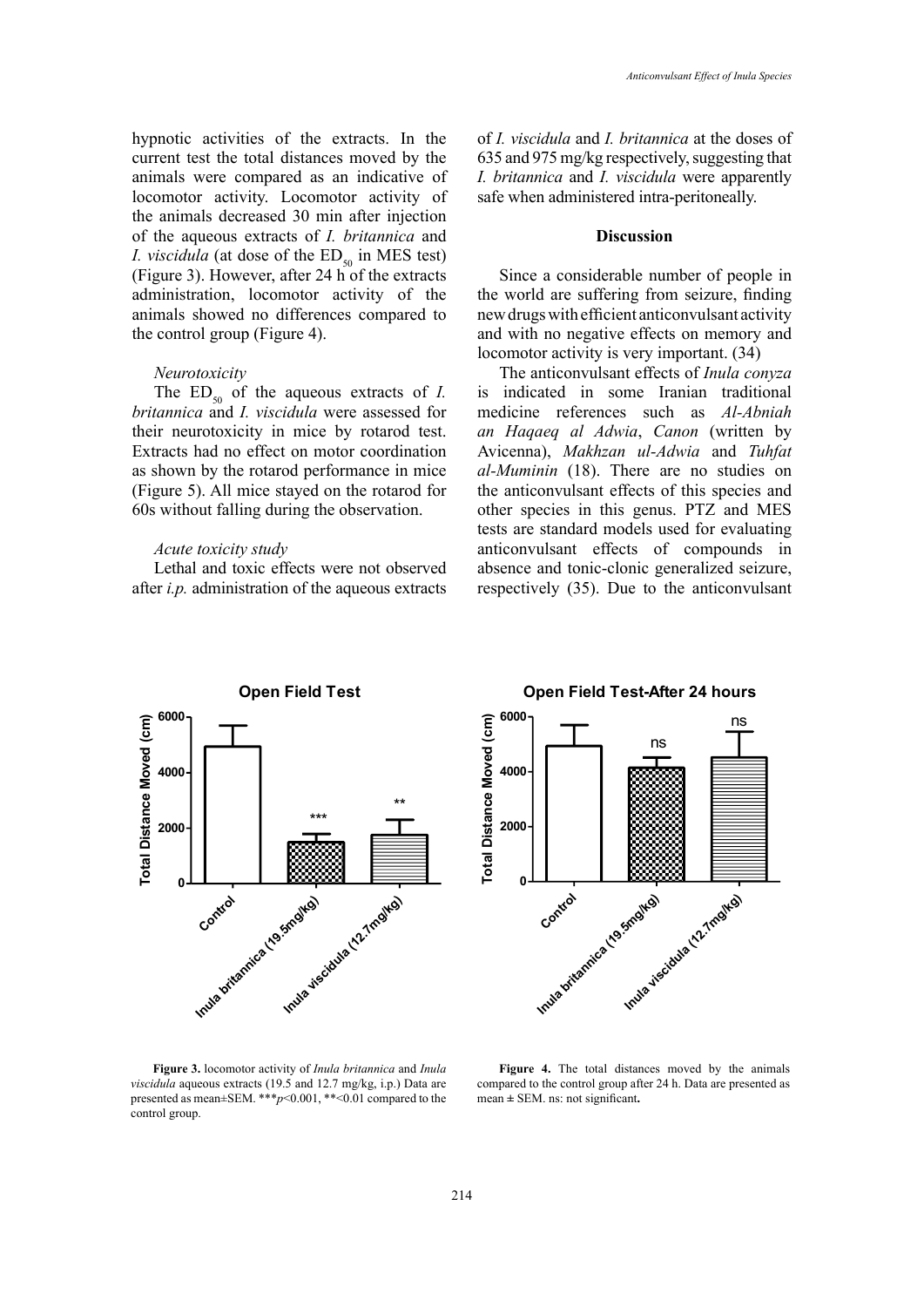hypnotic activities of the extracts. In the current test the total distances moved by the animals were compared as an indicative of locomotor activity. Locomotor activity of the animals decreased 30 min after injection of the aqueous extracts of *I. britannica* and *I. viscidula* (at dose of the $ED_{50}$ in MES test) (Figure 3). However, after 24 h of the extracts administration, locomotor activity of the animals showed no differences compared to the control group (Figure 4).

### *Neurotoxicity*

The $ED_{50}$ of the aqueous extracts of *I. britannica* and *I. viscidula* were assessed for their neurotoxicity in mice by rotarod test. Extracts had no effect on motor coordination as shown by the rotarod performance in mice (Figure 5). All mice stayed on the rotarod for 60s without falling during the observation.

### *Acute toxicity study*

Lethal and toxic effects were not observed after *i.p.* administration of the aqueous extracts of *I. viscidula* and *I. britannica* at the doses of 635 and 975 mg/kg respectively, suggesting that *I. britannica* and *I. viscidula* were apparently safe when administered intra-peritoneally.

## Discussion

Since a considerable number of people in the world are suffering from seizure, finding new drugs with efficient anticonvulsant activity and with no negative effects on memory and locomotor activity is very important. (34)

The anticonvulsant effects of *Inula conyza* is indicated in some Iranian traditional medicine references such as *Al-Abniah an Haqaeq al Adwia*, *Canon* (written by Avicenna), *Makhzan ul-Adwia* and *Tuhfat al-Muminin* (18). There are no studies on the anticonvulsant effects of this species and other species in this genus. PTZ and MES tests are standard models used for evaluating anticonvulsant effects of compounds in absence and tonic-clonic generalized seizure, respectively (35). Due to the anticonvulsant

**Figure 3.** locomotor activity of *Inula britannica* and *Inula viscidula* aqueous extracts (19.5 and 12.7 mg/kg, i.p.) Data are presented as mean±SEM. \*\*\*$p$<0.001, \*\*<0.01 compared to the control group.

**Figure 4.** The total distances moved by the animals compared to the control group after 24 h. Data are presented as mean ± SEM. ns: not significant**.**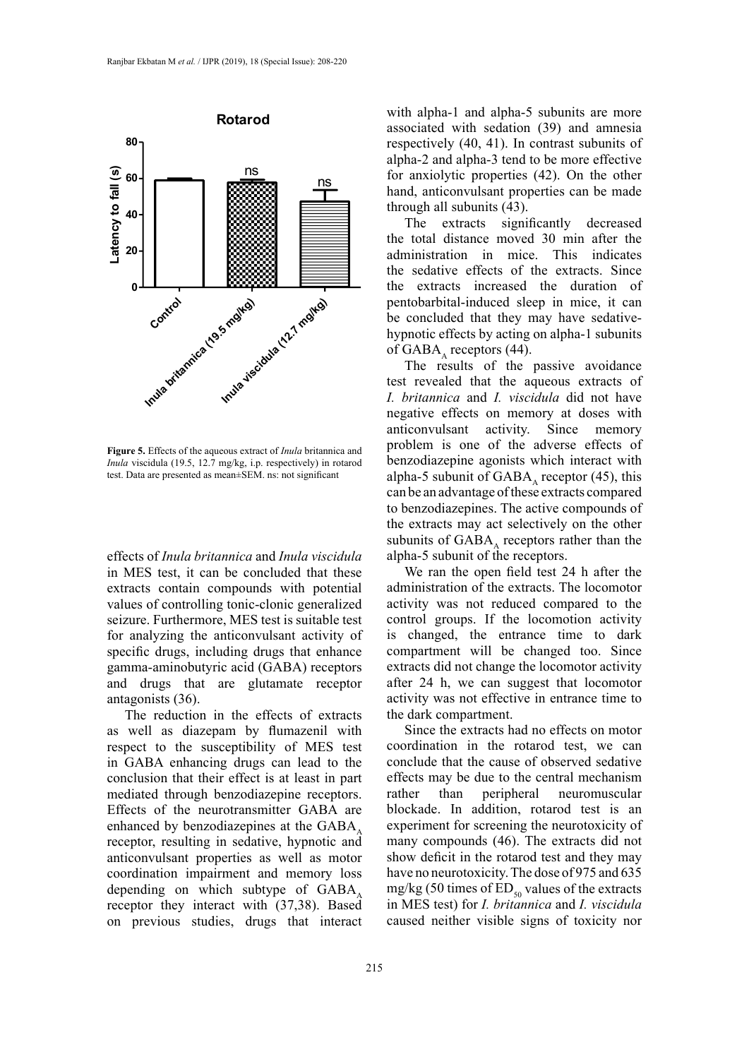**Figure 5.** Effects of the aqueous extract of *Inula* britannica and *Inula* viscidula (19.5, 12.7 mg/kg, i.p. respectively) in rotarod test. Data are presented as mean±SEM. ns: not significant

effects of *Inula britannica* and *Inula viscidula* in MES test, it can be concluded that these extracts contain compounds with potential values of controlling tonic-clonic generalized seizure. Furthermore, MES test is suitable test for analyzing the anticonvulsant activity of specific drugs, including drugs that enhance gamma-aminobutyric acid (GABA) receptors and drugs that are glutamate receptor antagonists (36).

The reduction in the effects of extracts as well as diazepam by flumazenil with respect to the susceptibility of MES test in GABA enhancing drugs can lead to the conclusion that their effect is at least in part mediated through benzodiazepine receptors. Effects of the neurotransmitter GABA are enhanced by benzodiazepines at the $GABA_A$ receptor, resulting in sedative, hypnotic and anticonvulsant properties as well as motor coordination impairment and memory loss depending on which subtype of $GABA_A$ receptor they interact with (37,38). Based on previous studies, drugs that interact with alpha-1 and alpha-5 subunits are more associated with sedation (39) and amnesia respectively (40, 41). In contrast subunits of alpha-2 and alpha-3 tend to be more effective for anxiolytic properties (42). On the other hand, anticonvulsant properties can be made through all subunits (43).

The extracts significantly decreased the total distance moved 30 min after the administration in mice. This indicates the sedative effects of the extracts. Since the extracts increased the duration of pentobarbital-induced sleep in mice, it can be concluded that they may have sedative-hypnotic effects by acting on alpha-1 subunits of $GABA_A$ receptors (44).

The results of the passive avoidance test revealed that the aqueous extracts of *I. britannica* and *I. viscidula* did not have negative effects on memory at doses with anticonvulsant activity. Since memory problem is one of the adverse effects of benzodiazepine agonists which interact with alpha-5 subunit of $GABA_A$ receptor (45), this can be an advantage of these extracts compared to benzodiazepines. The active compounds of the extracts may act selectively on the other subunits of $GABA_A$ receptors rather than the alpha-5 subunit of the receptors.

We ran the open field test 24 h after the administration of the extracts. The locomotor activity was not reduced compared to the control groups. If the locomotion activity is changed, the entrance time to dark compartment will be changed too. Since extracts did not change the locomotor activity after 24 h, we can suggest that locomotor activity was not effective in entrance time to the dark compartment.

Since the extracts had no effects on motor coordination in the rotarod test, we can conclude that the cause of observed sedative effects may be due to the central mechanism rather than peripheral neuromuscular blockade. In addition, rotarod test is an experiment for screening the neurotoxicity of many compounds (46). The extracts did not show deficit in the rotarod test and they may have no neurotoxicity. The dose of 975 and 635 mg/kg (50 times of $ED_{50}$ values of the extracts in MES test) for *I. britannica* and *I. viscidula* caused neither visible signs of toxicity nor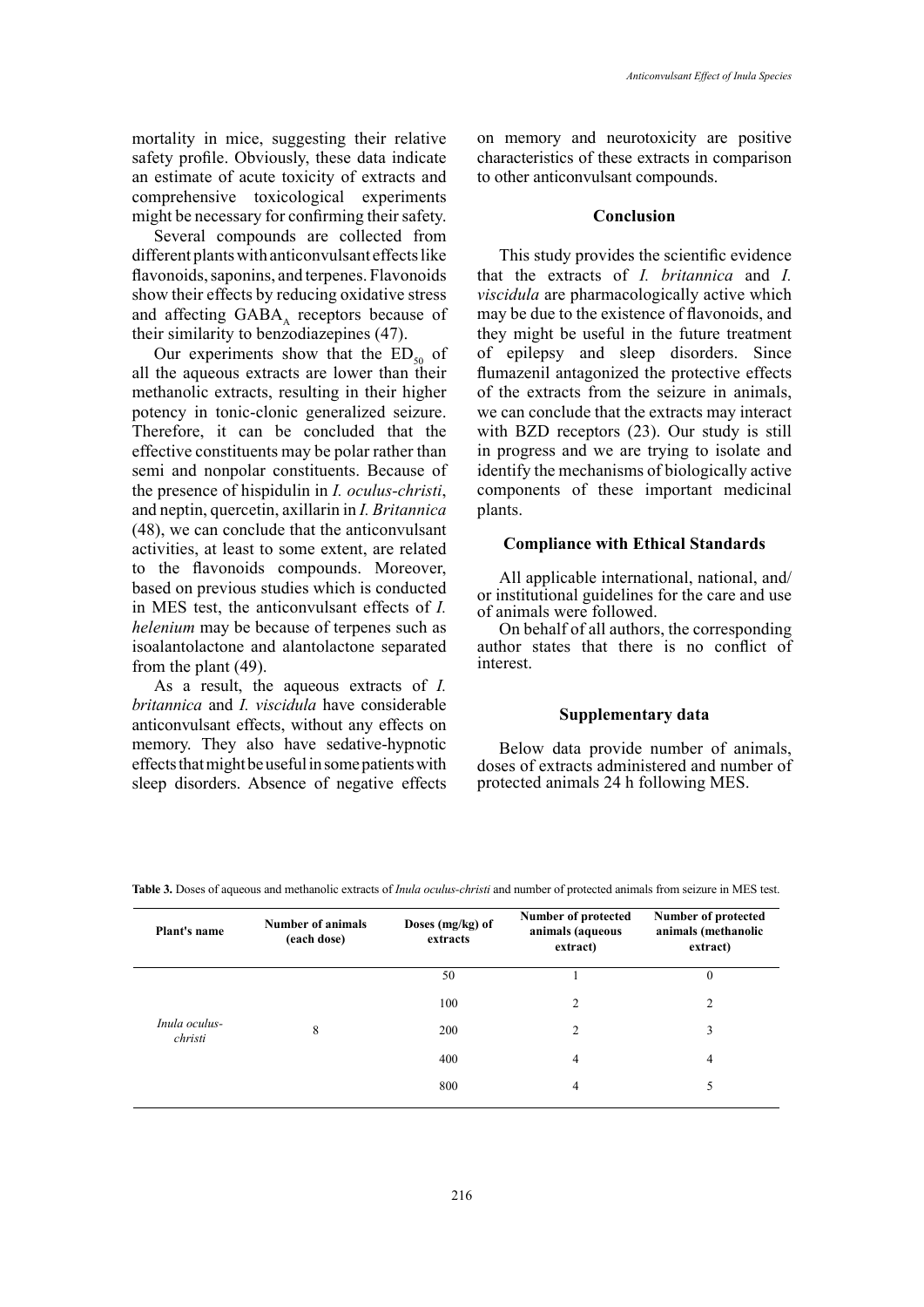mortality in mice, suggesting their relative safety profile. Obviously, these data indicate an estimate of acute toxicity of extracts and comprehensive toxicological experiments might be necessary for confirming their safety.

Several compounds are collected from different plants with anticonvulsant effects like flavonoids, saponins, and terpenes. Flavonoids show their effects by reducing oxidative stress and affecting $GABA_A$ receptors because of their similarity to benzodiazepines (47).

Our experiments show that the $ED_{50}$ of all the aqueous extracts are lower than their methanolic extracts, resulting in their higher potency in tonic-clonic generalized seizure. Therefore, it can be concluded that the effective constituents may be polar rather than semi and nonpolar constituents. Because of the presence of hispidulin in *I. oculus-christi*, and neptin, quercetin, axillarin in *I. Britannica* (48), we can conclude that the anticonvulsant activities, at least to some extent, are related to the flavonoids compounds. Moreover, based on previous studies which is conducted in MES test, the anticonvulsant effects of *I. helenium* may be because of terpenes such as isoalantolactone and alantolactone separated from the plant (49).

As a result, the aqueous extracts of *I. britannica* and *I. viscidula* have considerable anticonvulsant effects, without any effects on memory. They also have sedative-hypnotic effects that might be useful in some patients with sleep disorders. Absence of negative effects on memory and neurotoxicity are positive characteristics of these extracts in comparison to other anticonvulsant compounds.

## Conclusion

This study provides the scientific evidence that the extracts of *I. britannica* and *I. viscidula* are pharmacologically active which may be due to the existence of flavonoids, and they might be useful in the future treatment of epilepsy and sleep disorders. Since flumazenil antagonized the protective effects of the extracts from the seizure in animals, we can conclude that the extracts may interact with BZD receptors (23). Our study is still in progress and we are trying to isolate and identify the mechanisms of biologically active components of these important medicinal plants.

## Compliance with Ethical Standards

All applicable international, national, and/or institutional guidelines for the care and use of animals were followed.

On behalf of all authors, the corresponding author states that there is no conflict of interest.

## Supplementary data

Below data provide number of animals, doses of extracts administered and number of protected animals 24 h following MES.

**Table 3.** Doses of aqueous and methanolic extracts of *Inula oculus-christi* and number of protected animals from seizure in MES test.

| Plant's name | Number of animals (each dose) | Doses (mg/kg) of extracts | Number of protected animals (aqueous extract) | Number of protected animals (methanolic extract) |
|---|---|---|---|---|
| *Inula oculus-christi* | 8 | 50 | 1 | 0 |
| | | 100 | 2 | 2 |
| | | 200 | 2 | 3 |
| | | 400 | 4 | 4 |
| | | 800 | 4 | 5 |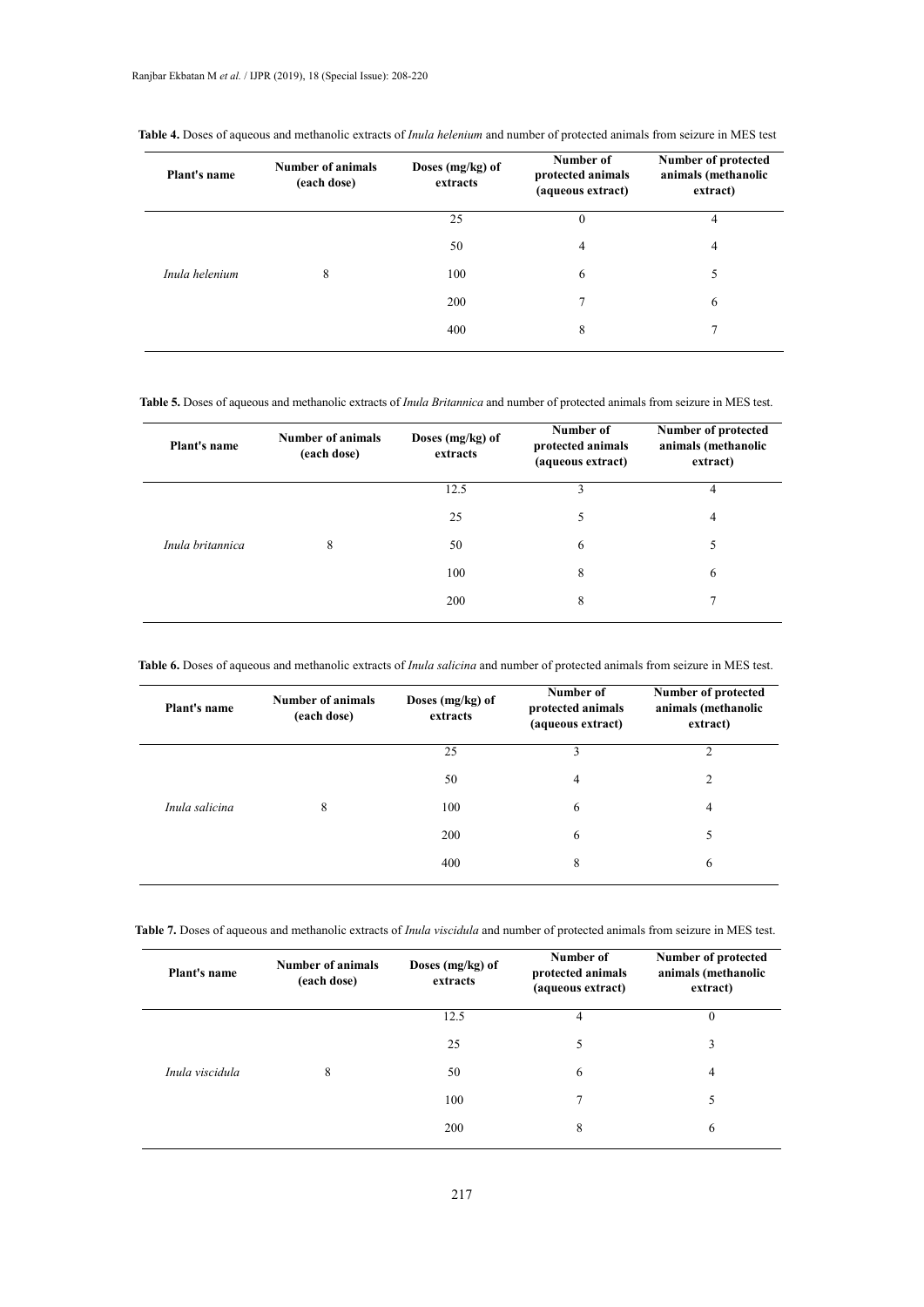**Table 4.** Doses of aqueous and methanolic extracts of *Inula helenium* and number of protected animals from seizure in MES test

| Plant's name | Number of animals (each dose) | Doses (mg/kg) of extracts | Number of protected animals (aqueous extract) | Number of protected animals (methanolic extract) |
|---|---|---|---|---|
| *Inula helenium* | 8 | 25 | 0 | 4 |
| | | 50 | 4 | 4 |
| | | 100 | 6 | 5 |
| | | 200 | 7 | 6 |
| | | 400 | 8 | 7 |

**Table 5.** Doses of aqueous and methanolic extracts of *Inula Britannica* and number of protected animals from seizure in MES test.

| Plant's name | Number of animals (each dose) | Doses (mg/kg) of extracts | Number of protected animals (aqueous extract) | Number of protected animals (methanolic extract) |
|---|---|---|---|---|
| *Inula britannica* | 8 | 12.5 | 3 | 4 |
| | | 25 | 5 | 4 |
| | | 50 | 6 | 5 |
| | | 100 | 8 | 6 |
| | | 200 | 8 | 7 |

**Table 6.** Doses of aqueous and methanolic extracts of *Inula salicina* and number of protected animals from seizure in MES test.

| Plant's name | Number of animals (each dose) | Doses (mg/kg) of extracts | Number of protected animals (aqueous extract) | Number of protected animals (methanolic extract) |
|---|---|---|---|---|
| *Inula salicina* | 8 | 25 | 3 | 2 |
| | | 50 | 4 | 2 |
| | | 100 | 6 | 4 |
| | | 200 | 6 | 5 |
| | | 400 | 8 | 6 |

**Table 7.** Doses of aqueous and methanolic extracts of *Inula viscidula* and number of protected animals from seizure in MES test.

| Plant's name | Number of animals (each dose) | Doses (mg/kg) of extracts | Number of protected animals (aqueous extract) | Number of protected animals (methanolic extract) |
|---|---|---|---|---|
| *Inula viscidula* | 8 | 12.5 | 4 | 0 |
| | | 25 | 5 | 3 |
| | | 50 | 6 | 4 |
| | | 100 | 7 | 5 |
| | | 200 | 8 | 6 |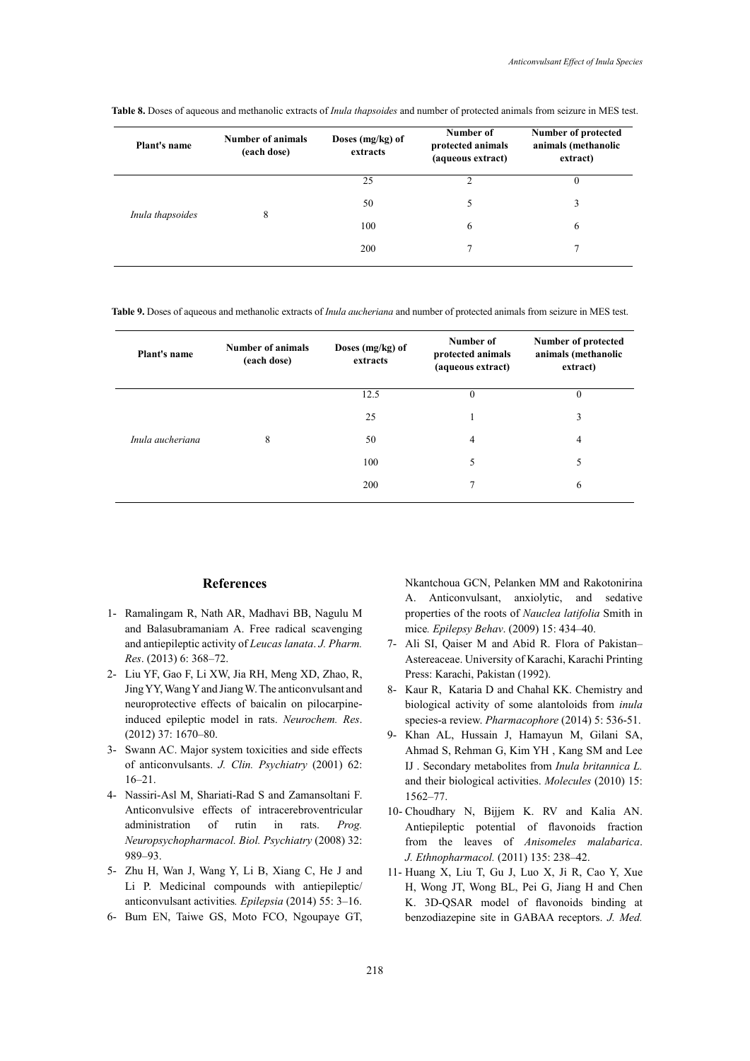**Table 8.** Doses of aqueous and methanolic extracts of *Inula thapsoides* and number of protected animals from seizure in MES test.

| Plant's name | Number of animals (each dose) | Doses (mg/kg) of extracts | Number of protected animals (aqueous extract) | Number of protected animals (methanolic extract) |
|---|---|---|---|---|
| *Inula thapsoides* | 8 | 25 | 2 | 0 |
| | | 50 | 5 | 3 |
| | | 100 | 6 | 6 |
| | | 200 | 7 | 7 |

**Table 9.** Doses of aqueous and methanolic extracts of *Inula aucheriana* and number of protected animals from seizure in MES test.

| Plant's name | Number of animals (each dose) | Doses (mg/kg) of extracts | Number of protected animals (aqueous extract) | Number of protected animals (methanolic extract) |
|---|---|---|---|---|
| *Inula aucheriana* | 8 | 12.5 | 0 | 0 |
| | | 25 | 1 | 3 |
| | | 50 | 4 | 4 |
| | | 100 | 5 | 5 |
| | | 200 | 7 | 6 |

## References

1- Ramalingam R, Nath AR, Madhavi BB, Nagulu M and Balasubramaniam A. Free radical scavenging and antiepileptic activity of *Leucas lanata*. *J. Pharm. Res*. (2013) 6: 368–72.

2- Liu YF, Gao F, Li XW, Jia RH, Meng XD, Zhao, R, Jing YY, Wang Y and Jiang W. The anticonvulsant and neuroprotective effects of baicalin on pilocarpine-induced epileptic model in rats. *Neurochem. Res*. (2012) 37: 1670–80.

3- Swann AC. Major system toxicities and side effects of anticonvulsants. *J. Clin. Psychiatry* (2001) 62: 16–21.

4- Nassiri-Asl M, Shariati-Rad S and Zamansoltani F. Anticonvulsive effects of intracerebroventricular administration of rutin in rats. *Prog. Neuropsychopharmacol. Biol. Psychiatry* (2008) 32: 989–93.

5- Zhu H, Wan J, Wang Y, Li B, Xiang C, He J and Li P. Medicinal compounds with antiepileptic/anticonvulsant activities. *Epilepsia* (2014) 55: 3–16.

6- Bum EN, Taiwe GS, Moto FCO, Ngoupaye GT, Nkantchoua GCN, Pelanken MM and Rakotonirina A. Anticonvulsant, anxiolytic, and sedative properties of the roots of *Nauclea latifolia* Smith in mice. *Epilepsy Behav*. (2009) 15: 434–40.

7- Ali SI, Qaiser M and Abid R. Flora of Pakistan–Astereaceae. University of Karachi, Karachi Printing Press: Karachi, Pakistan (1992).

8- Kaur R, Kataria D and Chahal KK. Chemistry and biological activity of some alantoloids from *inula* species-a review. *Pharmacophore* (2014) 5: 536-51.

9- Khan AL, Hussain J, Hamayun M, Gilani SA, Ahmad S, Rehman G, Kim YH , Kang SM and Lee IJ . Secondary metabolites from *Inula britannica L.* and their biological activities. *Molecules* (2010) 15: 1562–77.

10- Choudhary N, Bijjem K. RV and Kalia AN. Antiepileptic potential of flavonoids fraction from the leaves of *Anisomeles malabarica*. *J. Ethnopharmacol.* (2011) 135: 238–42.

11- Huang X, Liu T, Gu J, Luo X, Ji R, Cao Y, Xue H, Wong JT, Wong BL, Pei G, Jiang H and Chen K. 3D-QSAR model of flavonoids binding at benzodiazepine site in GABAA receptors. *J. Med.*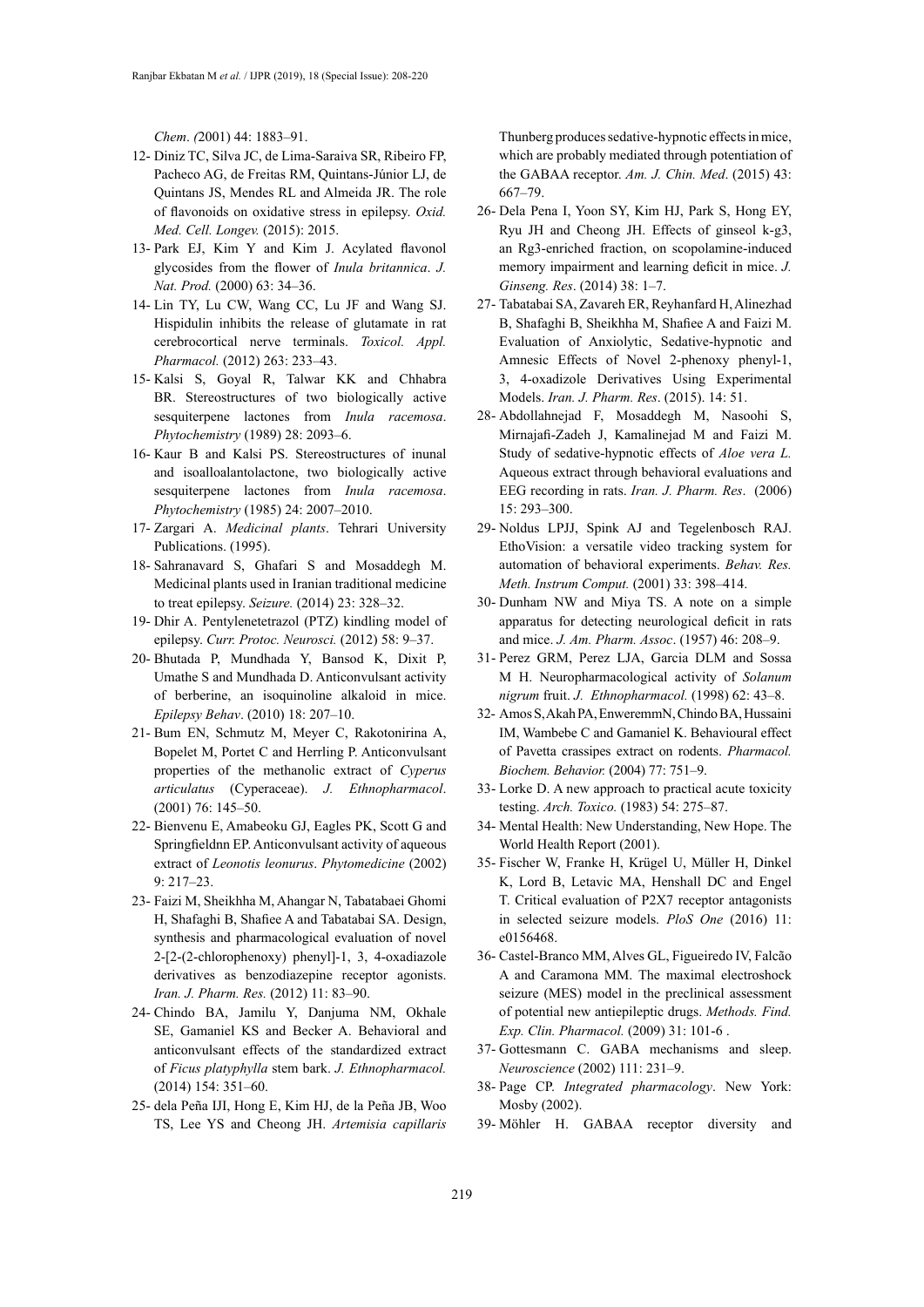*Chem*. *(*2001) 44: 1883–91.

12- Diniz TC, Silva JC, de Lima-Saraiva SR, Ribeiro FP, Pacheco AG, de Freitas RM, Quintans-Júnior LJ, de Quintans JS, Mendes RL and Almeida JR. The role of flavonoids on oxidative stress in epilepsy. *Oxid. Med. Cell. Longev.* (2015): 2015.

13- Park EJ, Kim Y and Kim J. Acylated flavonol glycosides from the flower of *Inula britannica*. *J. Nat. Prod.* (2000) 63: 34–36.

14- Lin TY, Lu CW, Wang CC, Lu JF and Wang SJ. Hispidulin inhibits the release of glutamate in rat cerebrocortical nerve terminals. *Toxicol. Appl. Pharmacol.* (2012) 263: 233–43.

15- Kalsi S, Goyal R, Talwar KK and Chhabra BR. Stereostructures of two biologically active sesquiterpene lactones from *Inula racemosa*. *Phytochemistry* (1989) 28: 2093–6.

16- Kaur B and Kalsi PS. Stereostructures of inunal and isoalloalantolactone, two biologically active sesquiterpene lactones from *Inula racemosa*. *Phytochemistry* (1985) 24: 2007–2010.

17- Zargari A. *Medicinal plants*. Tehrari University Publications. (1995).

18- Sahranavard S, Ghafari S and Mosaddegh M. Medicinal plants used in Iranian traditional medicine to treat epilepsy. *Seizure.* (2014) 23: 328–32.

19- Dhir A. Pentylenetetrazol (PTZ) kindling model of epilepsy. *Curr. Protoc. Neurosci.* (2012) 58: 9–37.

20- Bhutada P, Mundhada Y, Bansod K, Dixit P, Umathe S and Mundhada D. Anticonvulsant activity of berberine, an isoquinoline alkaloid in mice. *Epilepsy Behav*. (2010) 18: 207–10.

21- Bum EN, Schmutz M, Meyer C, Rakotonirina A, Bopelet M, Portet C and Herrling P. Anticonvulsant properties of the methanolic extract of *Cyperus articulatus* (Cyperaceae). *J. Ethnopharmacol*. (2001) 76: 145–50.

22- Bienvenu E, Amabeoku GJ, Eagles PK, Scott G and Springfieldnn EP. Anticonvulsant activity of aqueous extract of *Leonotis leonurus*. *Phytomedicine* (2002) 9: 217–23.

23- Faizi M, Sheikhha M, Ahangar N, Tabatabaei Ghomi H, Shafaghi B, Shafiee A and Tabatabai SA. Design, synthesis and pharmacological evaluation of novel 2-[2-(2-chlorophenoxy) phenyl]-1, 3, 4-oxadiazole derivatives as benzodiazepine receptor agonists. *Iran. J. Pharm. Res.* (2012) 11: 83–90.

24- Chindo BA, Jamilu Y, Danjuma NM, Okhale SE, Gamaniel KS and Becker A. Behavioral and anticonvulsant effects of the standardized extract of *Ficus platyphylla* stem bark. *J. Ethnopharmacol.* (2014) 154: 351–60.

25- dela Peña IJI, Hong E, Kim HJ, de la Peña JB, Woo TS, Lee YS and Cheong JH. *Artemisia capillaris* Thunberg produces sedative-hypnotic effects in mice, which are probably mediated through potentiation of the GABAA receptor. *Am. J. Chin. Med*. (2015) 43: 667–79.

26- Dela Pena I, Yoon SY, Kim HJ, Park S, Hong EY, Ryu JH and Cheong JH. Effects of ginseol k-g3, an Rg3-enriched fraction, on scopolamine-induced memory impairment and learning deficit in mice. *J. Ginseng. Res*. (2014) 38: 1–7.

27- Tabatabai SA, Zavareh ER, Reyhanfard H, Alinezhad B, Shafaghi B, Sheikhha M, Shafiee A and Faizi M. Evaluation of Anxiolytic, Sedative-hypnotic and Amnesic Effects of Novel 2-phenoxy phenyl-1, 3, 4-oxadizole Derivatives Using Experimental Models. *Iran. J. Pharm. Res*. (2015). 14: 51.

28- Abdollahnejad F, Mosaddegh M, Nasoohi S, Mirnajafi-Zadeh J, Kamalinejad M and Faizi M. Study of sedative-hypnotic effects of *Aloe vera L.* Aqueous extract through behavioral evaluations and EEG recording in rats. *Iran. J. Pharm. Res*. (2006) 15: 293–300.

29- Noldus LPJJ, Spink AJ and Tegelenbosch RAJ. EthoVision: a versatile video tracking system for automation of behavioral experiments. *Behav. Res. Meth. Instrum Comput.* (2001) 33: 398–414.

30- Dunham NW and Miya TS. A note on a simple apparatus for detecting neurological deficit in rats and mice. *J. Am. Pharm. Assoc*. (1957) 46: 208–9.

31- Perez GRM, Perez LJA, Garcia DLM and Sossa M H. Neuropharmacological activity of *Solanum nigrum* fruit. *J. Ethnopharmacol.* (1998) 62: 43–8.

32- Amos S, Akah PA, EnweremmN, Chindo BA, Hussaini IM, Wambebe C and Gamaniel K. Behavioural effect of Pavetta crassipes extract on rodents. *Pharmacol. Biochem. Behavior.* (2004) 77: 751–9.

33- Lorke D. A new approach to practical acute toxicity testing. *Arch. Toxico.* (1983) 54: 275–87.

34- Mental Health: New Understanding, New Hope. The World Health Report (2001).

35- Fischer W, Franke H, Krügel U, Müller H, Dinkel K, Lord B, Letavic MA, Henshall DC and Engel T. Critical evaluation of P2X7 receptor antagonists in selected seizure models. *PloS One* (2016) 11: e0156468.

36- Castel-Branco MM, Alves GL, Figueiredo IV, Falcão A and Caramona MM. The maximal electroshock seizure (MES) model in the preclinical assessment of potential new antiepileptic drugs. *Methods. Find. Exp. Clin. Pharmacol.* (2009) 31: 101-6 .

37- Gottesmann C. GABA mechanisms and sleep. *Neuroscience* (2002) 111: 231–9.

38- Page CP. *Integrated pharmacology*. New York: Mosby (2002).

39- Möhler H. GABAA receptor diversity and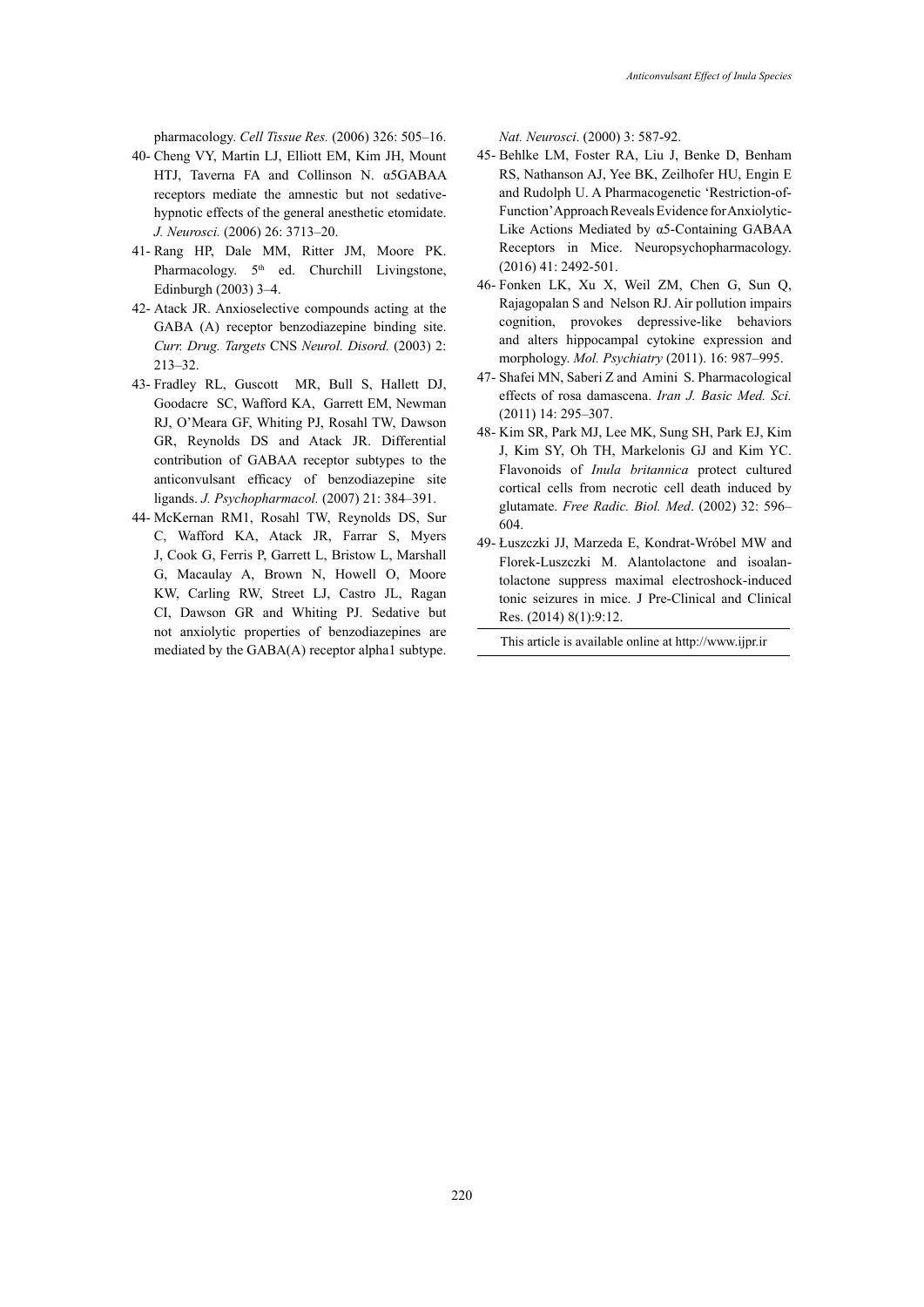pharmacology. *Cell Tissue Res.* (2006) 326: 505–16.

40- Cheng VY, Martin LJ, Elliott EM, Kim JH, Mount HTJ, Taverna FA and Collinson N. α5GABAA receptors mediate the amnestic but not sedative-hypnotic effects of the general anesthetic etomidate. *J. Neurosci.* (2006) 26: 3713–20.

41- Rang HP, Dale MM, Ritter JM, Moore PK. Pharmacology. 5th ed. Churchill Livingstone, Edinburgh (2003) 3–4.

42- Atack JR. Anxioselective compounds acting at the GABA (A) receptor benzodiazepine binding site. *Curr. Drug. Targets* CNS *Neurol. Disord.* (2003) 2: 213–32.

43- Fradley RL, Guscott MR, Bull S, Hallett DJ, Goodacre SC, Wafford KA, Garrett EM, Newman RJ, O'Meara GF, Whiting PJ, Rosahl TW, Dawson GR, Reynolds DS and Atack JR. Differential contribution of GABAA receptor subtypes to the anticonvulsant efficacy of benzodiazepine site ligands. *J. Psychopharmacol.* (2007) 21: 384–391.

44- McKernan RM1, Rosahl TW, Reynolds DS, Sur C, Wafford KA, Atack JR, Farrar S, Myers J, Cook G, Ferris P, Garrett L, Bristow L, Marshall G, Macaulay A, Brown N, Howell O, Moore KW, Carling RW, Street LJ, Castro JL, Ragan CI, Dawson GR and Whiting PJ. Sedative but not anxiolytic properties of benzodiazepines are mediated by the GABA(A) receptor alpha1 subtype. *Nat. Neurosci*. (2000) 3: 587-92.

45- Behlke LM, Foster RA, Liu J, Benke D, Benham RS, Nathanson AJ, Yee BK, Zeilhofer HU, Engin E and Rudolph U. A Pharmacogenetic 'Restriction-of-Function' Approach Reveals Evidence for Anxiolytic-Like Actions Mediated by α5-Containing GABAA Receptors in Mice. Neuropsychopharmacology. (2016) 41: 2492-501.

46- Fonken LK, Xu X, Weil ZM, Chen G, Sun Q, Rajagopalan S and Nelson RJ. Air pollution impairs cognition, provokes depressive-like behaviors and alters hippocampal cytokine expression and morphology. *Mol. Psychiatry* (2011). 16: 987–995.

47- Shafei MN, Saberi Z and Amini S. Pharmacological effects of rosa damascena. *Iran J. Basic Med. Sci.* (2011) 14: 295–307.

48- Kim SR, Park MJ, Lee MK, Sung SH, Park EJ, Kim J, Kim SY, Oh TH, Markelonis GJ and Kim YC. Flavonoids of *Inula britannica* protect cultured cortical cells from necrotic cell death induced by glutamate. *Free Radic. Biol. Med*. (2002) 32: 596–604.

49- Łuszczki JJ, Marzeda E, Kondrat-Wróbel MW and Florek-Luszczki M. Alantolactone and isoalantolactone suppress maximal electroshock-induced tonic seizures in mice. J Pre-Clinical and Clinical Res. (2014) 8(1):9:12.

This article is available online at http://www.ijpr.ir